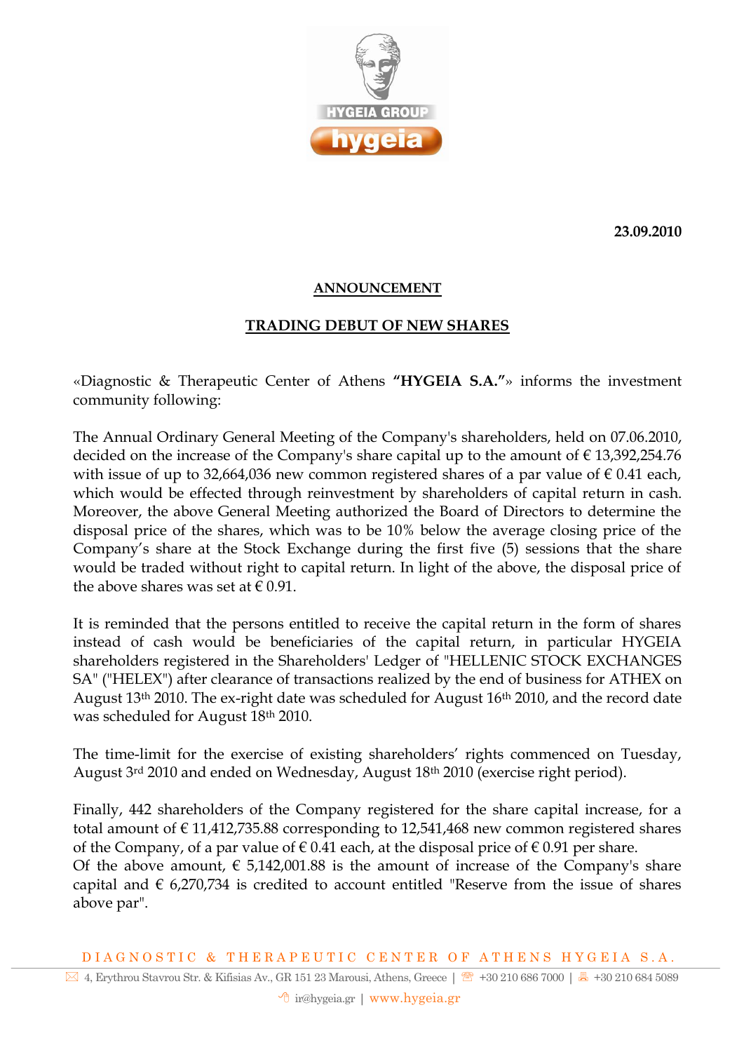**23.09.2010**

## ANNOUNCEMENT

## TRADING DEBUT OF NEW SHARES

«Diagnostic & Therapeutic Center of Athens **"HYGEIA S.A."**» informs the investment community following:

The Annual Ordinary General Meeting of the Company's shareholders, held on 07.06.2010, decided on the increase of the Company's share capital up to the amount of € 13,392,254.76 with issue of up to 32,664,036 new common registered shares of a par value of € 0.41 each, which would be effected through reinvestment by shareholders of capital return in cash. Moreover, the above General Meeting authorized the Board of Directors to determine the disposal price of the shares, which was to be 10% below the average closing price of the Company's share at the Stock Exchange during the first five (5) sessions that the share would be traded without right to capital return. In light of the above, the disposal price of the above shares was set at € 0.91.

It is reminded that the persons entitled to receive the capital return in the form of shares instead of cash would be beneficiaries of the capital return, in particular HYGEIA shareholders registered in the Shareholders' Ledger of "HELLENIC STOCK EXCHANGES SA" ("HELEX") after clearance of transactions realized by the end of business for ATHEX on August 13th 2010. The ex-right date was scheduled for August 16th 2010, and the record date was scheduled for August 18th 2010.

The time-limit for the exercise of existing shareholders' rights commenced on Tuesday, August 3rd 2010 and ended on Wednesday, August 18th 2010 (exercise right period).

Finally, 442 shareholders of the Company registered for the share capital increase, for a total amount of € 11,412,735.88 corresponding to 12,541,468 new common registered shares of the Company, of a par value of € 0.41 each, at the disposal price of € 0.91 per share.
Of the above amount, € 5,142,001.88 is the amount of increase of the Company's share capital and € 6,270,734 is credited to account entitled "Reserve from the issue of shares above par".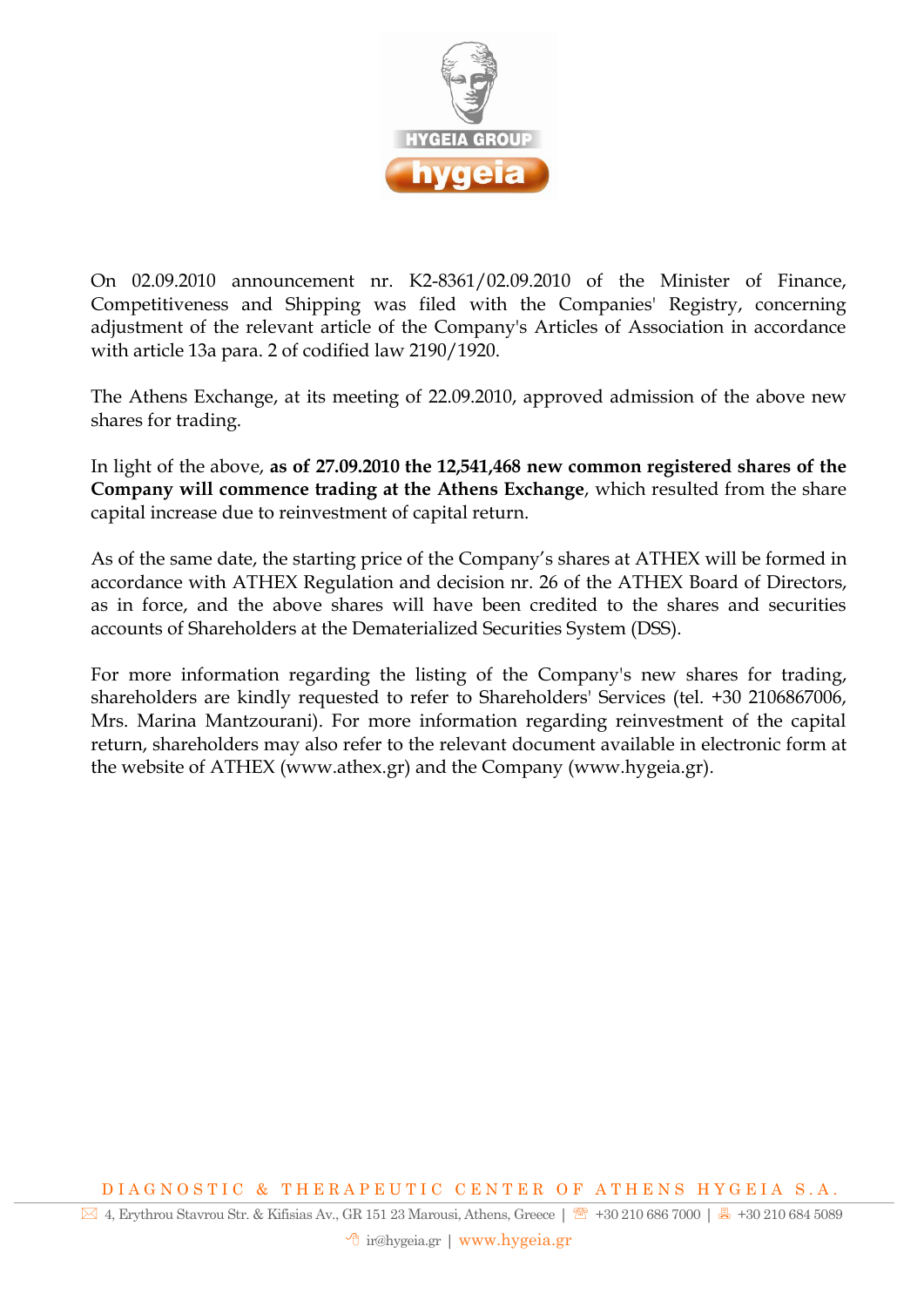On 02.09.2010 announcement nr. K2-8361/02.09.2010 of the Minister of Finance, Competitiveness and Shipping was filed with the Companies' Registry, concerning adjustment of the relevant article of the Company's Articles of Association in accordance with article 13a para. 2 of codified law 2190/1920.

The Athens Exchange, at its meeting of 22.09.2010, approved admission of the above new shares for trading.

In light of the above, **as of 27.09.2010 the 12,541,468 new common registered shares of the Company will commence trading at the Athens Exchange**, which resulted from the share capital increase due to reinvestment of capital return.

As of the same date, the starting price of the Company's shares at ATHEX will be formed in accordance with ATHEX Regulation and decision nr. 26 of the ATHEX Board of Directors, as in force, and the above shares will have been credited to the shares and securities accounts of Shareholders at the Dematerialized Securities System (DSS).

For more information regarding the listing of the Company's new shares for trading, shareholders are kindly requested to refer to Shareholders' Services (tel. +30 2106867006, Mrs. Marina Mantzourani). For more information regarding reinvestment of the capital return, shareholders may also refer to the relevant document available in electronic form at the website of ATHEX (www.athex.gr) and the Company (www.hygeia.gr).